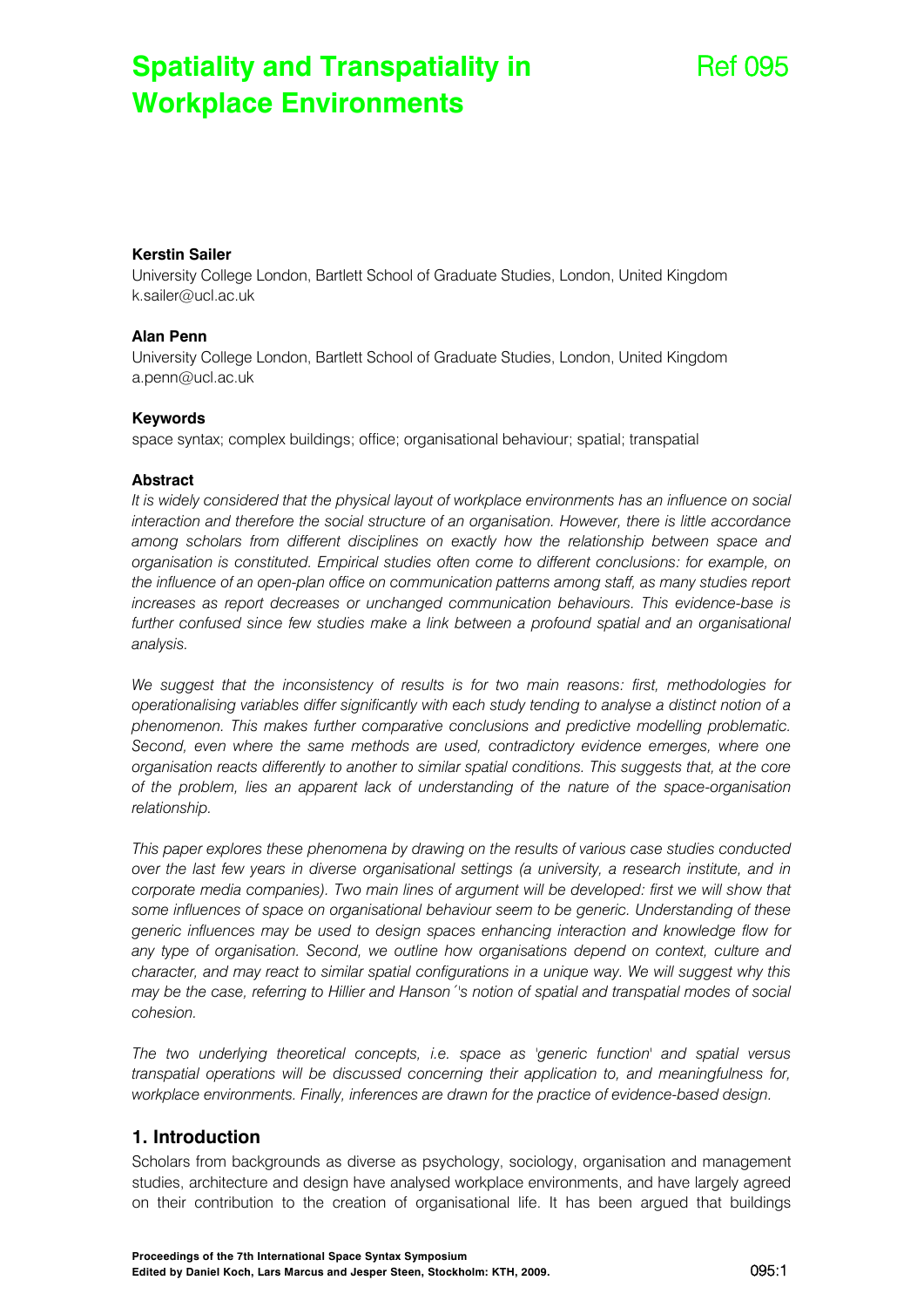# Spatiality and Transpatiality in Workplace Environments

Ref 095

**Kerstin Sailer**

University College London, Bartlett School of Graduate Studies, London, United Kingdom
k.sailer@ucl.ac.uk

**Alan Penn**

University College London, Bartlett School of Graduate Studies, London, United Kingdom
a.penn@ucl.ac.uk

**Keywords**

space syntax; complex buildings; office; organisational behaviour; spatial; transpatial

**Abstract**

*It is widely considered that the physical layout of workplace environments has an influence on social interaction and therefore the social structure of an organisation. However, there is little accordance among scholars from different disciplines on exactly how the relationship between space and organisation is constituted. Empirical studies often come to different conclusions: for example, on the influence of an open-plan office on communication patterns among staff, as many studies report increases as report decreases or unchanged communication behaviours. This evidence-base is further confused since few studies make a link between a profound spatial and an organisational analysis.*

*We suggest that the inconsistency of results is for two main reasons: first, methodologies for operationalising variables differ significantly with each study tending to analyse a distinct notion of a phenomenon. This makes further comparative conclusions and predictive modelling problematic. Second, even where the same methods are used, contradictory evidence emerges, where one organisation reacts differently to another to similar spatial conditions. This suggests that, at the core of the problem, lies an apparent lack of understanding of the nature of the space-organisation relationship.*

*This paper explores these phenomena by drawing on the results of various case studies conducted over the last few years in diverse organisational settings (a university, a research institute, and in corporate media companies). Two main lines of argument will be developed: first we will show that some influences of space on organisational behaviour seem to be generic. Understanding of these generic influences may be used to design spaces enhancing interaction and knowledge flow for any type of organisation. Second, we outline how organisations depend on context, culture and character, and may react to similar spatial configurations in a unique way. We will suggest why this may be the case, referring to Hillier and Hanson´'s notion of spatial and transpatial modes of social cohesion.*

*The two underlying theoretical concepts, i.e. space as 'generic function' and spatial versus transpatial operations will be discussed concerning their application to, and meaningfulness for, workplace environments. Finally, inferences are drawn for the practice of evidence-based design.*

## 1. Introduction

Scholars from backgrounds as diverse as psychology, sociology, organisation and management studies, architecture and design have analysed workplace environments, and have largely agreed on their contribution to the creation of organisational life. It has been argued that buildings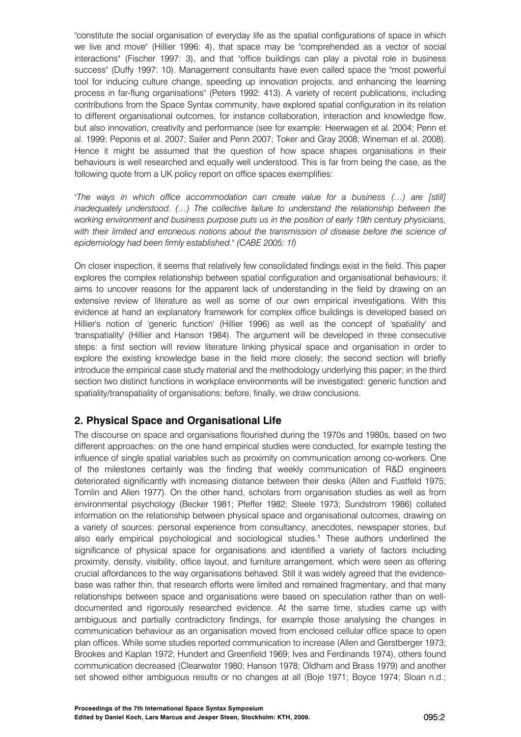"constitute the social organisation of everyday life as the spatial configurations of space in which we live and move" (Hillier 1996: 4), that space may be "comprehended as a vector of social interactions" (Fischer 1997: 3), and that "office buildings can play a pivotal role in business success" (Duffy 1997: 10). Management consultants have even called space the "most powerful tool for inducing culture change, speeding up innovation projects, and enhancing the learning process in far-flung organisations" (Peters 1992: 413). A variety of recent publications, including contributions from the Space Syntax community, have explored spatial configuration in its relation to different organisational outcomes, for instance collaboration, interaction and knowledge flow, but also innovation, creativity and performance (see for example: Heerwagen et al. 2004; Penn et al. 1999; Peponis et al. 2007; Sailer and Penn 2007; Toker and Gray 2008; Wineman et al. 2008). Hence it might be assumed that the question of how space shapes organisations in their behaviours is well researched and equally well understood. This is far from being the case, as the following quote from a UK policy report on office spaces exemplifies:

"*The ways in which office accommodation can create value for a business (…) are [still] inadequately understood. (…) The collective failure to understand the relationship between the working environment and business purpose puts us in the position of early 19th century physicians, with their limited and erroneous notions about the transmission of disease before the science of epidemiology had been firmly established.*" *(CABE 2005: 1f)*

On closer inspection, it seems that relatively few consolidated findings exist in the field. This paper explores the complex relationship between spatial configuration and organisational behaviours; it aims to uncover reasons for the apparent lack of understanding in the field by drawing on an extensive review of literature as well as some of our own empirical investigations. With this evidence at hand an explanatory framework for complex office buildings is developed based on Hillier's notion of 'generic function' (Hillier 1996) as well as the concept of 'spatiality' and 'transpatiality' (Hillier and Hanson 1984). The argument will be developed in three consecutive steps: a first section will review literature linking physical space and organisation in order to explore the existing knowledge base in the field more closely; the second section will briefly introduce the empirical case study material and the methodology underlying this paper; in the third section two distinct functions in workplace environments will be investigated: generic function and spatiality/transpatiality of organisations; before, finally, we draw conclusions.

## 2. Physical Space and Organisational Life

The discourse on space and organisations flourished during the 1970s and 1980s, based on two different approaches: on the one hand empirical studies were conducted, for example testing the influence of single spatial variables such as proximity on communication among co-workers. One of the milestones certainly was the finding that weekly communication of R&D engineers deteriorated significantly with increasing distance between their desks (Allen and Fustfeld 1975; Tomlin and Allen 1977). On the other hand, scholars from organisation studies as well as from environmental psychology (Becker 1981; Pfeffer 1982; Steele 1973; Sundstrom 1986) collated information on the relationship between physical space and organisational outcomes, drawing on a variety of sources: personal experience from consultancy, anecdotes, newspaper stories, but also early empirical psychological and sociological studies.[1] These authors underlined the significance of physical space for organisations and identified a variety of factors including proximity, density, visibility, office layout, and furniture arrangement, which were seen as offering crucial affordances to the way organisations behaved. Still it was widely agreed that the evidence-base was rather thin, that research efforts were limited and remained fragmentary, and that many relationships between space and organisations were based on speculation rather than on well-documented and rigorously researched evidence. At the same time, studies came up with ambiguous and partially contradictory findings, for example those analysing the changes in communication behaviour as an organisation moved from enclosed cellular office space to open plan offices. While some studies reported communication to increase (Allen and Gerstberger 1973; Brookes and Kaplan 1972; Hundert and Greenfield 1969; Ives and Ferdinands 1974), others found communication decreased (Clearwater 1980; Hanson 1978; Oldham and Brass 1979) and another set showed either ambiguous results or no changes at all (Boje 1971; Boyce 1974; Sloan n.d.;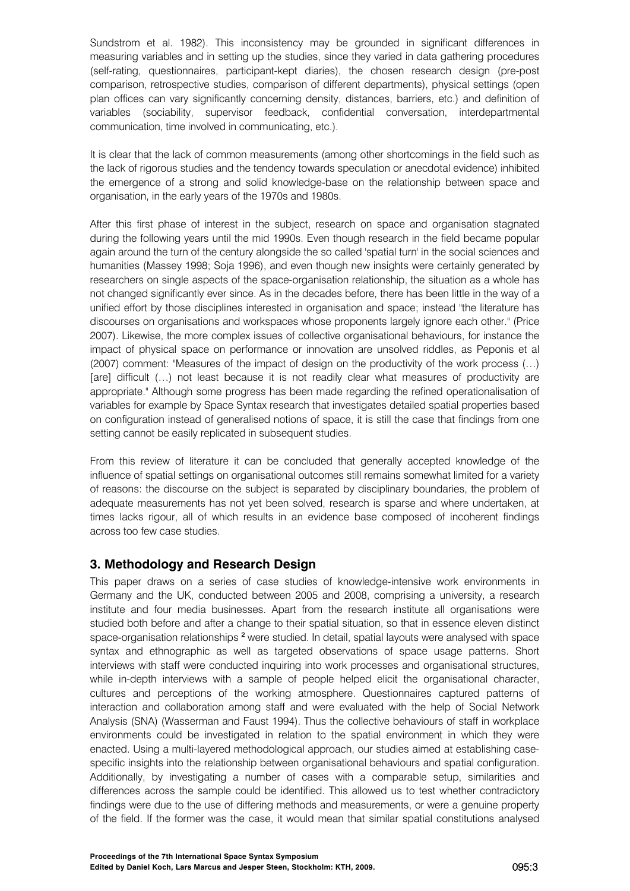Sundstrom et al. 1982). This inconsistency may be grounded in significant differences in measuring variables and in setting up the studies, since they varied in data gathering procedures (self-rating, questionnaires, participant-kept diaries), the chosen research design (pre-post comparison, retrospective studies, comparison of different departments), physical settings (open plan offices can vary significantly concerning density, distances, barriers, etc.) and definition of variables (sociability, supervisor feedback, confidential conversation, interdepartmental communication, time involved in communicating, etc.).

It is clear that the lack of common measurements (among other shortcomings in the field such as the lack of rigorous studies and the tendency towards speculation or anecdotal evidence) inhibited the emergence of a strong and solid knowledge-base on the relationship between space and organisation, in the early years of the 1970s and 1980s.

After this first phase of interest in the subject, research on space and organisation stagnated during the following years until the mid 1990s. Even though research in the field became popular again around the turn of the century alongside the so called 'spatial turn' in the social sciences and humanities (Massey 1998; Soja 1996), and even though new insights were certainly generated by researchers on single aspects of the space-organisation relationship, the situation as a whole has not changed significantly ever since. As in the decades before, there has been little in the way of a unified effort by those disciplines interested in organisation and space; instead "the literature has discourses on organisations and workspaces whose proponents largely ignore each other." (Price 2007). Likewise, the more complex issues of collective organisational behaviours, for instance the impact of physical space on performance or innovation are unsolved riddles, as Peponis et al (2007) comment: "Measures of the impact of design on the productivity of the work process (…) [are] difficult (…) not least because it is not readily clear what measures of productivity are appropriate." Although some progress has been made regarding the refined operationalisation of variables for example by Space Syntax research that investigates detailed spatial properties based on configuration instead of generalised notions of space, it is still the case that findings from one setting cannot be easily replicated in subsequent studies.

From this review of literature it can be concluded that generally accepted knowledge of the influence of spatial settings on organisational outcomes still remains somewhat limited for a variety of reasons: the discourse on the subject is separated by disciplinary boundaries, the problem of adequate measurements has not yet been solved, research is sparse and where undertaken, at times lacks rigour, all of which results in an evidence base composed of incoherent findings across too few case studies.

## 3. Methodology and Research Design

This paper draws on a series of case studies of knowledge-intensive work environments in Germany and the UK, conducted between 2005 and 2008, comprising a university, a research institute and four media businesses. Apart from the research institute all organisations were studied both before and after a change to their spatial situation, so that in essence eleven distinct space-organisation relationships [2] were studied. In detail, spatial layouts were analysed with space syntax and ethnographic as well as targeted observations of space usage patterns. Short interviews with staff were conducted inquiring into work processes and organisational structures, while in-depth interviews with a sample of people helped elicit the organisational character, cultures and perceptions of the working atmosphere. Questionnaires captured patterns of interaction and collaboration among staff and were evaluated with the help of Social Network Analysis (SNA) (Wasserman and Faust 1994). Thus the collective behaviours of staff in workplace environments could be investigated in relation to the spatial environment in which they were enacted. Using a multi-layered methodological approach, our studies aimed at establishing case-specific insights into the relationship between organisational behaviours and spatial configuration. Additionally, by investigating a number of cases with a comparable setup, similarities and differences across the sample could be identified. This allowed us to test whether contradictory findings were due to the use of differing methods and measurements, or were a genuine property of the field. If the former was the case, it would mean that similar spatial constitutions analysed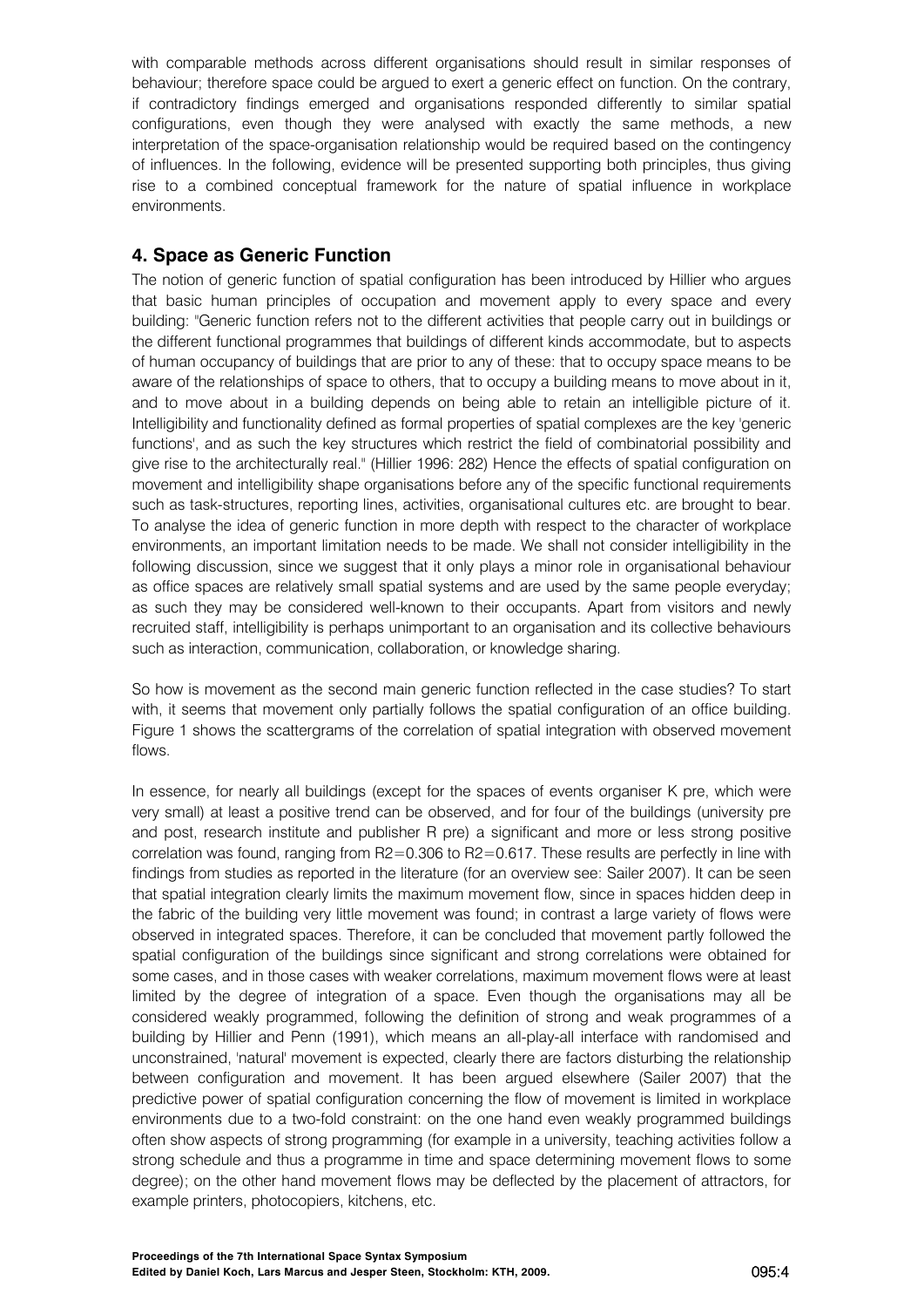with comparable methods across different organisations should result in similar responses of behaviour; therefore space could be argued to exert a generic effect on function. On the contrary, if contradictory findings emerged and organisations responded differently to similar spatial configurations, even though they were analysed with exactly the same methods, a new interpretation of the space-organisation relationship would be required based on the contingency of influences. In the following, evidence will be presented supporting both principles, thus giving rise to a combined conceptual framework for the nature of spatial influence in workplace environments.

## 4. Space as Generic Function

The notion of generic function of spatial configuration has been introduced by Hillier who argues that basic human principles of occupation and movement apply to every space and every building: "Generic function refers not to the different activities that people carry out in buildings or the different functional programmes that buildings of different kinds accommodate, but to aspects of human occupancy of buildings that are prior to any of these: that to occupy space means to be aware of the relationships of space to others, that to occupy a building means to move about in it, and to move about in a building depends on being able to retain an intelligible picture of it. Intelligibility and functionality defined as formal properties of spatial complexes are the key 'generic functions', and as such the key structures which restrict the field of combinatorial possibility and give rise to the architecturally real." (Hillier 1996: 282) Hence the effects of spatial configuration on movement and intelligibility shape organisations before any of the specific functional requirements such as task-structures, reporting lines, activities, organisational cultures etc. are brought to bear. To analyse the idea of generic function in more depth with respect to the character of workplace environments, an important limitation needs to be made. We shall not consider intelligibility in the following discussion, since we suggest that it only plays a minor role in organisational behaviour as office spaces are relatively small spatial systems and are used by the same people everyday; as such they may be considered well-known to their occupants. Apart from visitors and newly recruited staff, intelligibility is perhaps unimportant to an organisation and its collective behaviours such as interaction, communication, collaboration, or knowledge sharing.

So how is movement as the second main generic function reflected in the case studies? To start with, it seems that movement only partially follows the spatial configuration of an office building. Figure 1 shows the scattergrams of the correlation of spatial integration with observed movement flows.

In essence, for nearly all buildings (except for the spaces of events organiser K pre, which were very small) at least a positive trend can be observed, and for four of the buildings (university pre and post, research institute and publisher R pre) a significant and more or less strong positive correlation was found, ranging from $R2=0.306$ to $R2=0.617$. These results are perfectly in line with findings from studies as reported in the literature (for an overview see: Sailer 2007). It can be seen that spatial integration clearly limits the maximum movement flow, since in spaces hidden deep in the fabric of the building very little movement was found; in contrast a large variety of flows were observed in integrated spaces. Therefore, it can be concluded that movement partly followed the spatial configuration of the buildings since significant and strong correlations were obtained for some cases, and in those cases with weaker correlations, maximum movement flows were at least limited by the degree of integration of a space. Even though the organisations may all be considered weakly programmed, following the definition of strong and weak programmes of a building by Hillier and Penn (1991), which means an all-play-all interface with randomised and unconstrained, 'natural' movement is expected, clearly there are factors disturbing the relationship between configuration and movement. It has been argued elsewhere (Sailer 2007) that the predictive power of spatial configuration concerning the flow of movement is limited in workplace environments due to a two-fold constraint: on the one hand even weakly programmed buildings often show aspects of strong programming (for example in a university, teaching activities follow a strong schedule and thus a programme in time and space determining movement flows to some degree); on the other hand movement flows may be deflected by the placement of attractors, for example printers, photocopiers, kitchens, etc.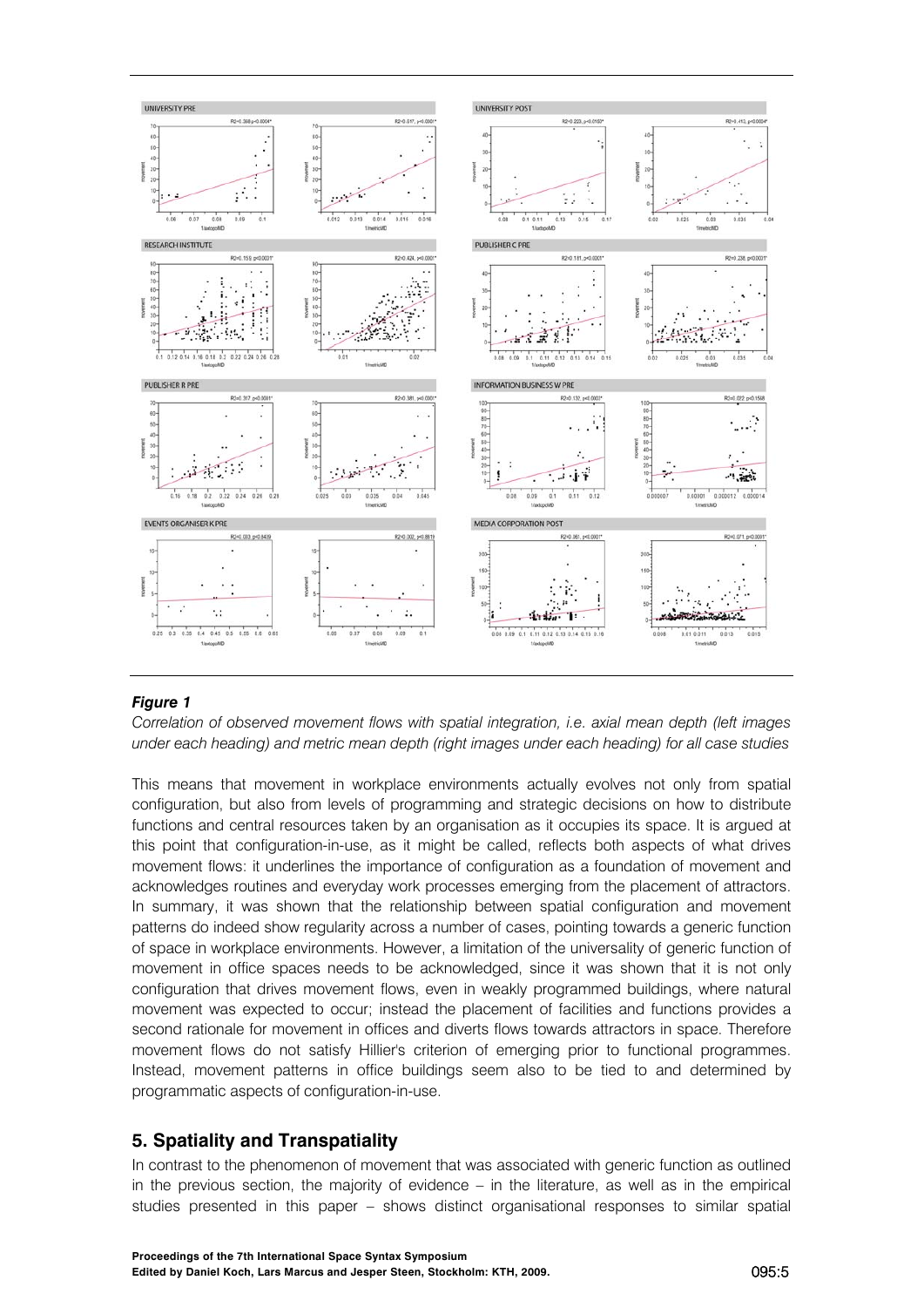***Figure 1***

*Correlation of observed movement flows with spatial integration, i.e. axial mean depth (left images under each heading) and metric mean depth (right images under each heading) for all case studies*

This means that movement in workplace environments actually evolves not only from spatial configuration, but also from levels of programming and strategic decisions on how to distribute functions and central resources taken by an organisation as it occupies its space. It is argued at this point that configuration-in-use, as it might be called, reflects both aspects of what drives movement flows: it underlines the importance of configuration as a foundation of movement and acknowledges routines and everyday work processes emerging from the placement of attractors. In summary, it was shown that the relationship between spatial configuration and movement patterns do indeed show regularity across a number of cases, pointing towards a generic function of space in workplace environments. However, a limitation of the universality of generic function of movement in office spaces needs to be acknowledged, since it was shown that it is not only configuration that drives movement flows, even in weakly programmed buildings, where natural movement was expected to occur; instead the placement of facilities and functions provides a second rationale for movement in offices and diverts flows towards attractors in space. Therefore movement flows do not satisfy Hillier's criterion of emerging prior to functional programmes. Instead, movement patterns in office buildings seem also to be tied to and determined by programmatic aspects of configuration-in-use.

## 5. Spatiality and Transpatiality

In contrast to the phenomenon of movement that was associated with generic function as outlined in the previous section, the majority of evidence – in the literature, as well as in the empirical studies presented in this paper – shows distinct organisational responses to similar spatial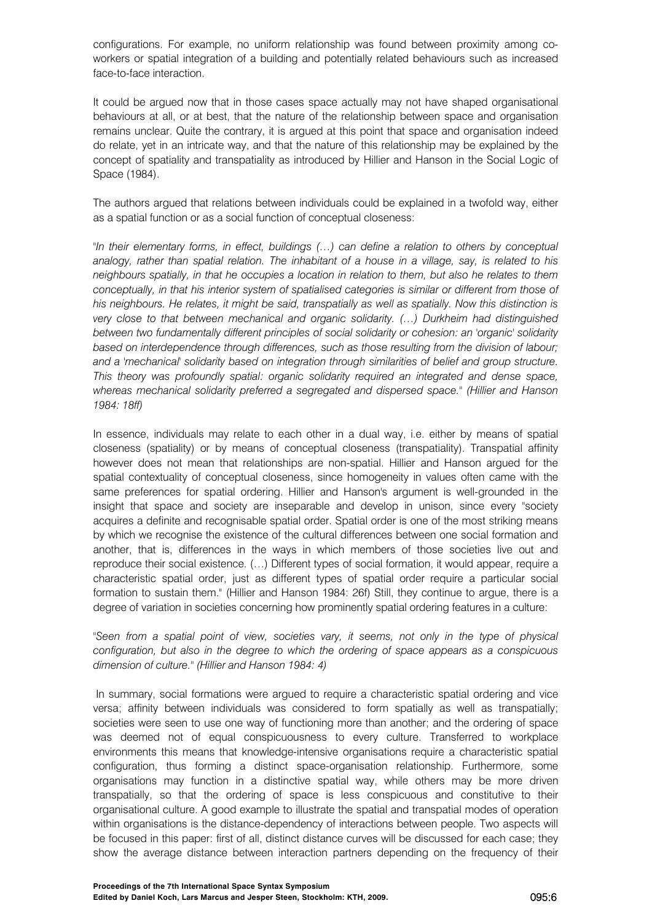configurations. For example, no uniform relationship was found between proximity among co-workers or spatial integration of a building and potentially related behaviours such as increased face-to-face interaction.

It could be argued now that in those cases space actually may not have shaped organisational behaviours at all, or at best, that the nature of the relationship between space and organisation remains unclear. Quite the contrary, it is argued at this point that space and organisation indeed do relate, yet in an intricate way, and that the nature of this relationship may be explained by the concept of spatiality and transpatiality as introduced by Hillier and Hanson in the Social Logic of Space (1984).

The authors argued that relations between individuals could be explained in a twofold way, either as a spatial function or as a social function of conceptual closeness:

"*In their elementary forms, in effect, buildings (…) can define a relation to others by conceptual analogy, rather than spatial relation. The inhabitant of a house in a village, say, is related to his neighbours spatially, in that he occupies a location in relation to them, but also he relates to them conceptually, in that his interior system of spatialised categories is similar or different from those of his neighbours. He relates, it might be said, transpatially as well as spatially. Now this distinction is very close to that between mechanical and organic solidarity. (…) Durkheim had distinguished between two fundamentally different principles of social solidarity or cohesion: an 'organic' solidarity based on interdependence through differences, such as those resulting from the division of labour; and a 'mechanical' solidarity based on integration through similarities of belief and group structure. This theory was profoundly spatial: organic solidarity required an integrated and dense space, whereas mechanical solidarity preferred a segregated and dispersed space.*" *(Hillier and Hanson 1984: 18ff)*

In essence, individuals may relate to each other in a dual way, i.e. either by means of spatial closeness (spatiality) or by means of conceptual closeness (transpatiality). Transpatial affinity however does not mean that relationships are non-spatial. Hillier and Hanson argued for the spatial contextuality of conceptual closeness, since homogeneity in values often came with the same preferences for spatial ordering. Hillier and Hanson's argument is well-grounded in the insight that space and society are inseparable and develop in unison, since every "society acquires a definite and recognisable spatial order. Spatial order is one of the most striking means by which we recognise the existence of the cultural differences between one social formation and another, that is, differences in the ways in which members of those societies live out and reproduce their social existence. (…) Different types of social formation, it would appear, require a characteristic spatial order, just as different types of spatial order require a particular social formation to sustain them." (Hillier and Hanson 1984: 26f) Still, they continue to argue, there is a degree of variation in societies concerning how prominently spatial ordering features in a culture:

"*Seen from a spatial point of view, societies vary, it seems, not only in the type of physical configuration, but also in the degree to which the ordering of space appears as a conspicuous dimension of culture.*" *(Hillier and Hanson 1984: 4)*

In summary, social formations were argued to require a characteristic spatial ordering and vice versa; affinity between individuals was considered to form spatially as well as transpatially; societies were seen to use one way of functioning more than another; and the ordering of space was deemed not of equal conspicuousness to every culture. Transferred to workplace environments this means that knowledge-intensive organisations require a characteristic spatial configuration, thus forming a distinct space-organisation relationship. Furthermore, some organisations may function in a distinctive spatial way, while others may be more driven transpatially, so that the ordering of space is less conspicuous and constitutive to their organisational culture. A good example to illustrate the spatial and transpatial modes of operation within organisations is the distance-dependency of interactions between people. Two aspects will be focused in this paper: first of all, distinct distance curves will be discussed for each case; they show the average distance between interaction partners depending on the frequency of their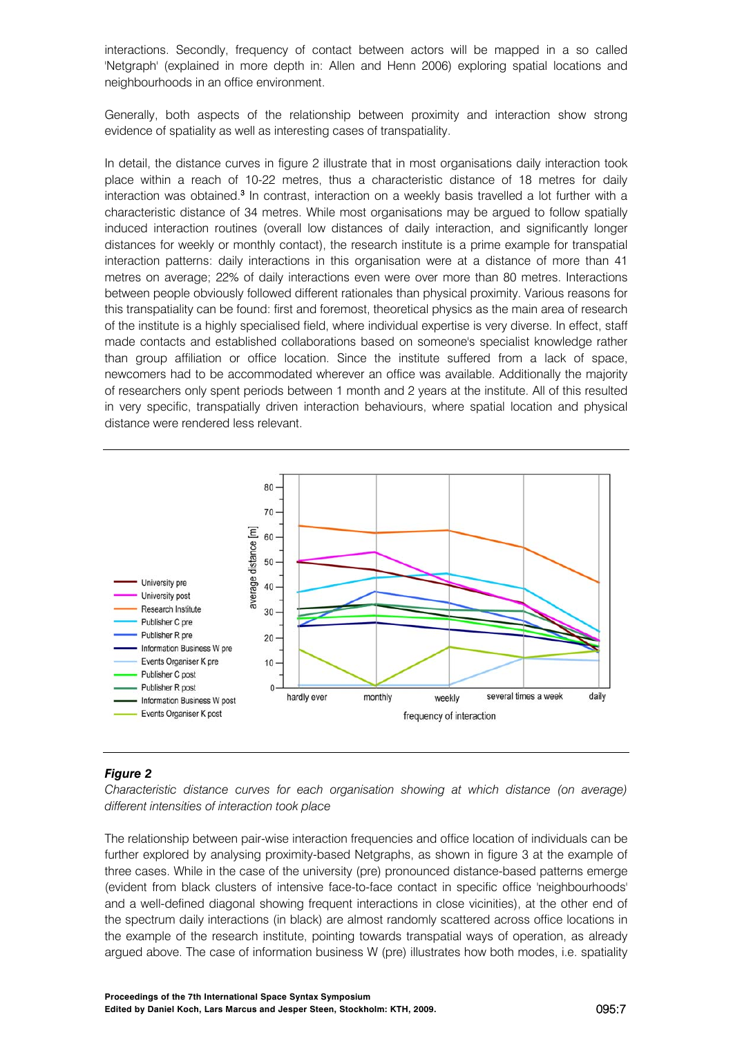interactions. Secondly, frequency of contact between actors will be mapped in a so called 'Netgraph' (explained in more depth in: Allen and Henn 2006) exploring spatial locations and neighbourhoods in an office environment.

Generally, both aspects of the relationship between proximity and interaction show strong evidence of spatiality as well as interesting cases of transpatiality.

In detail, the distance curves in figure 2 illustrate that in most organisations daily interaction took place within a reach of 10-22 metres, thus a characteristic distance of 18 metres for daily interaction was obtained.[3] In contrast, interaction on a weekly basis travelled a lot further with a characteristic distance of 34 metres. While most organisations may be argued to follow spatially induced interaction routines (overall low distances of daily interaction, and significantly longer distances for weekly or monthly contact), the research institute is a prime example for transpatial interaction patterns: daily interactions in this organisation were at a distance of more than 41 metres on average; 22% of daily interactions even were over more than 80 metres. Interactions between people obviously followed different rationales than physical proximity. Various reasons for this transpatiality can be found: first and foremost, theoretical physics as the main area of research of the institute is a highly specialised field, where individual expertise is very diverse. In effect, staff made contacts and established collaborations based on someone's specialist knowledge rather than group affiliation or office location. Since the institute suffered from a lack of space, newcomers had to be accommodated wherever an office was available. Additionally the majority of researchers only spent periods between 1 month and 2 years at the institute. All of this resulted in very specific, transpatially driven interaction behaviours, where spatial location and physical distance were rendered less relevant.

***Figure 2***

*Characteristic distance curves for each organisation showing at which distance (on average) different intensities of interaction took place*

The relationship between pair-wise interaction frequencies and office location of individuals can be further explored by analysing proximity-based Netgraphs, as shown in figure 3 at the example of three cases. While in the case of the university (pre) pronounced distance-based patterns emerge (evident from black clusters of intensive face-to-face contact in specific office 'neighbourhoods' and a well-defined diagonal showing frequent interactions in close vicinities), at the other end of the spectrum daily interactions (in black) are almost randomly scattered across office locations in the example of the research institute, pointing towards transpatial ways of operation, as already argued above. The case of information business W (pre) illustrates how both modes, i.e. spatiality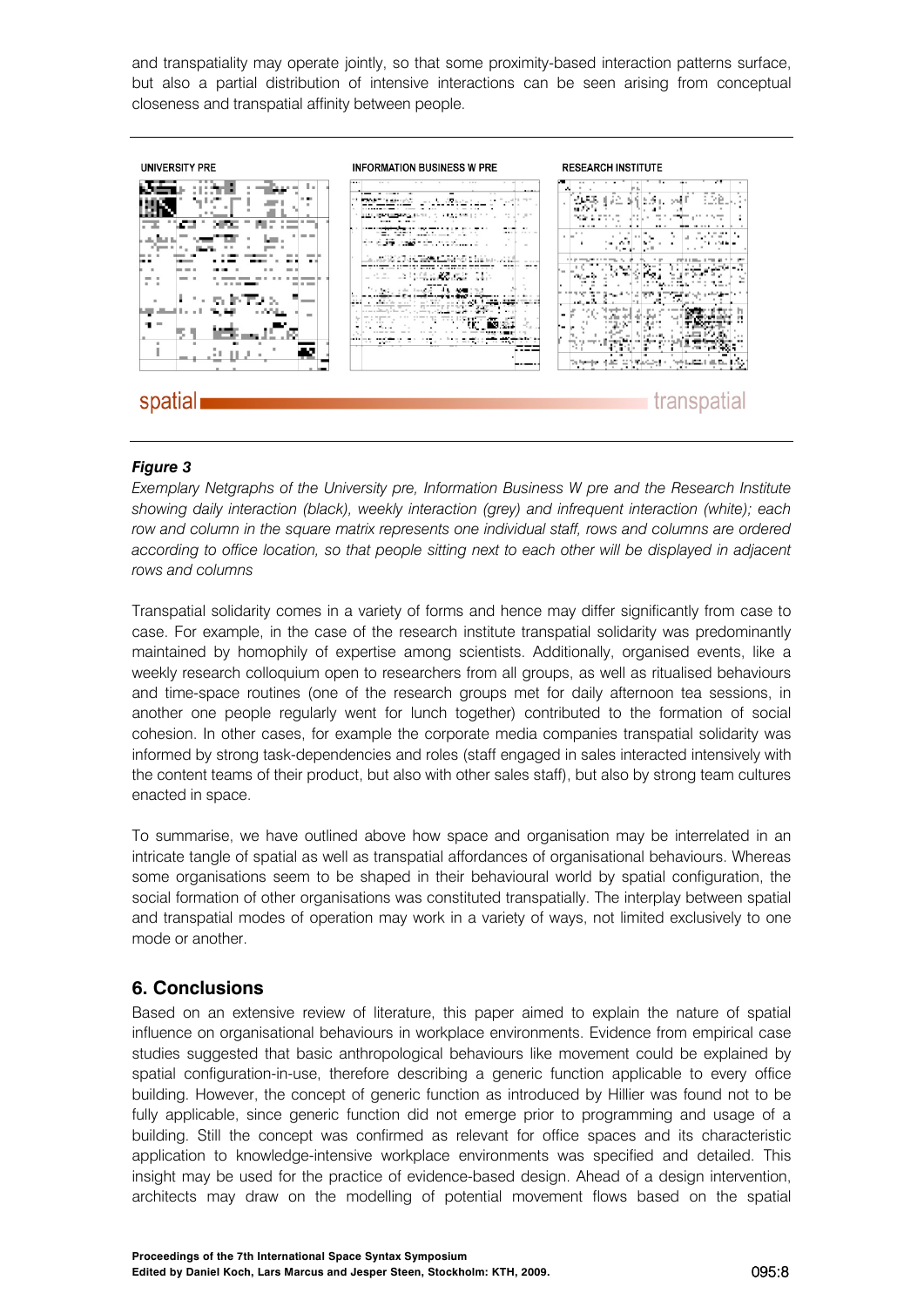and transpatiality may operate jointly, so that some proximity-based interaction patterns surface, but also a partial distribution of intensive interactions can be seen arising from conceptual closeness and transpatial affinity between people.

UNIVERSITY PRE — INFORMATION BUSINESS W PRE — RESEARCH INSTITUTE

spatial — transpatial

***Figure 3***

*Exemplary Netgraphs of the University pre, Information Business W pre and the Research Institute showing daily interaction (black), weekly interaction (grey) and infrequent interaction (white); each row and column in the square matrix represents one individual staff, rows and columns are ordered according to office location, so that people sitting next to each other will be displayed in adjacent rows and columns*

Transpatial solidarity comes in a variety of forms and hence may differ significantly from case to case. For example, in the case of the research institute transpatial solidarity was predominantly maintained by homophily of expertise among scientists. Additionally, organised events, like a weekly research colloquium open to researchers from all groups, as well as ritualised behaviours and time-space routines (one of the research groups met for daily afternoon tea sessions, in another one people regularly went for lunch together) contributed to the formation of social cohesion. In other cases, for example the corporate media companies transpatial solidarity was informed by strong task-dependencies and roles (staff engaged in sales interacted intensively with the content teams of their product, but also with other sales staff), but also by strong team cultures enacted in space.

To summarise, we have outlined above how space and organisation may be interrelated in an intricate tangle of spatial as well as transpatial affordances of organisational behaviours. Whereas some organisations seem to be shaped in their behavioural world by spatial configuration, the social formation of other organisations was constituted transpatially. The interplay between spatial and transpatial modes of operation may work in a variety of ways, not limited exclusively to one mode or another.

## 6. Conclusions

Based on an extensive review of literature, this paper aimed to explain the nature of spatial influence on organisational behaviours in workplace environments. Evidence from empirical case studies suggested that basic anthropological behaviours like movement could be explained by spatial configuration-in-use, therefore describing a generic function applicable to every office building. However, the concept of generic function as introduced by Hillier was found not to be fully applicable, since generic function did not emerge prior to programming and usage of a building. Still the concept was confirmed as relevant for office spaces and its characteristic application to knowledge-intensive workplace environments was specified and detailed. This insight may be used for the practice of evidence-based design. Ahead of a design intervention, architects may draw on the modelling of potential movement flows based on the spatial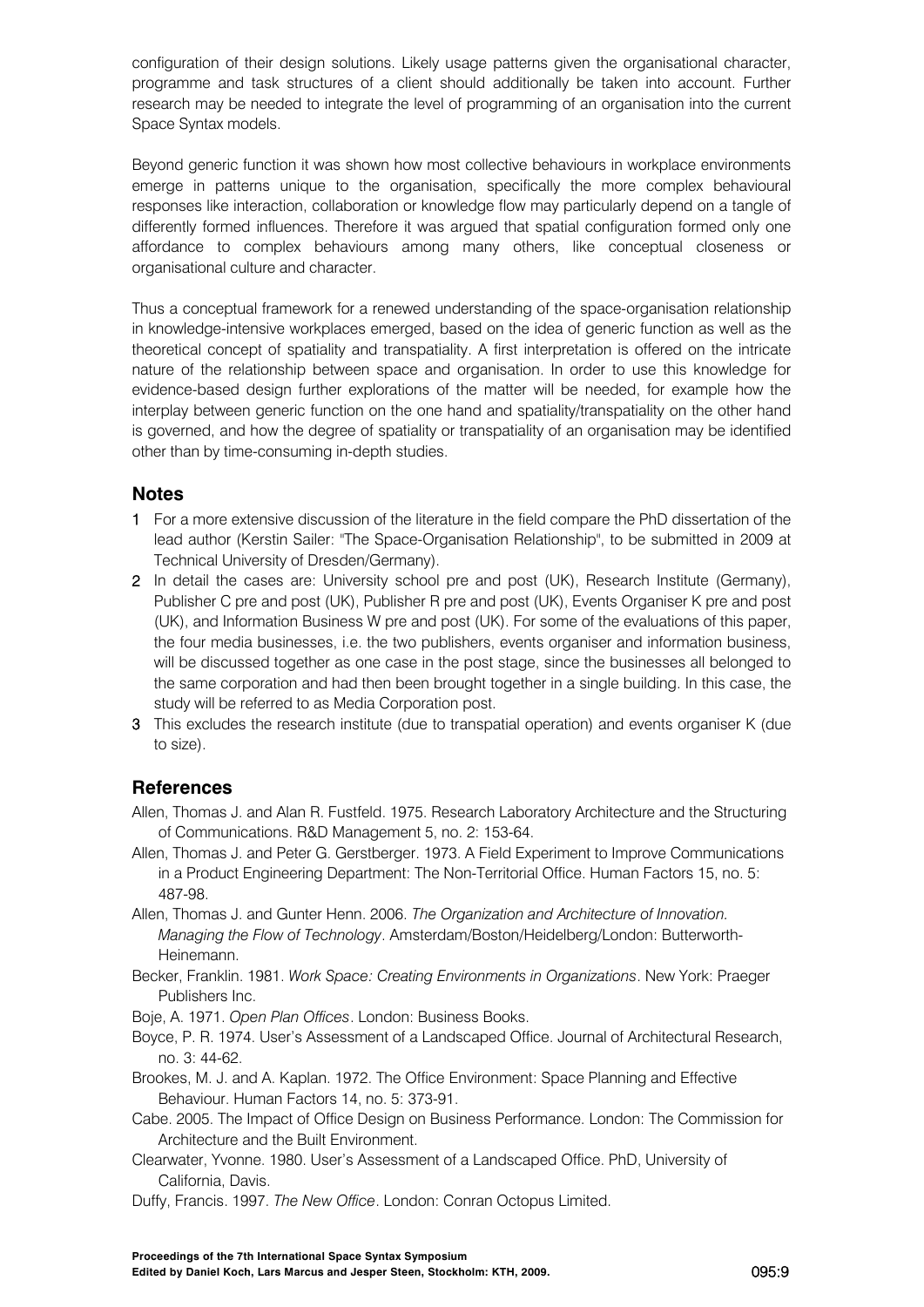configuration of their design solutions. Likely usage patterns given the organisational character, programme and task structures of a client should additionally be taken into account. Further research may be needed to integrate the level of programming of an organisation into the current Space Syntax models.

Beyond generic function it was shown how most collective behaviours in workplace environments emerge in patterns unique to the organisation, specifically the more complex behavioural responses like interaction, collaboration or knowledge flow may particularly depend on a tangle of differently formed influences. Therefore it was argued that spatial configuration formed only one affordance to complex behaviours among many others, like conceptual closeness or organisational culture and character.

Thus a conceptual framework for a renewed understanding of the space-organisation relationship in knowledge-intensive workplaces emerged, based on the idea of generic function as well as the theoretical concept of spatiality and transpatiality. A first interpretation is offered on the intricate nature of the relationship between space and organisation. In order to use this knowledge for evidence-based design further explorations of the matter will be needed, for example how the interplay between generic function on the one hand and spatiality/transpatiality on the other hand is governed, and how the degree of spatiality or transpatiality of an organisation may be identified other than by time-consuming in-depth studies.

## Notes

1. For a more extensive discussion of the literature in the field compare the PhD dissertation of the lead author (Kerstin Sailer: "The Space-Organisation Relationship", to be submitted in 2009 at Technical University of Dresden/Germany).
2. In detail the cases are: University school pre and post (UK), Research Institute (Germany), Publisher C pre and post (UK), Publisher R pre and post (UK), Events Organiser K pre and post (UK), and Information Business W pre and post (UK). For some of the evaluations of this paper, the four media businesses, i.e. the two publishers, events organiser and information business, will be discussed together as one case in the post stage, since the businesses all belonged to the same corporation and had then been brought together in a single building. In this case, the study will be referred to as Media Corporation post.
3. This excludes the research institute (due to transpatial operation) and events organiser K (due to size).

## References

Allen, Thomas J. and Alan R. Fustfeld. 1975. Research Laboratory Architecture and the Structuring of Communications. R&D Management 5, no. 2: 153-64.

Allen, Thomas J. and Peter G. Gerstberger. 1973. A Field Experiment to Improve Communications in a Product Engineering Department: The Non-Territorial Office. Human Factors 15, no. 5: 487-98.

Allen, Thomas J. and Gunter Henn. 2006. *The Organization and Architecture of Innovation. Managing the Flow of Technology*. Amsterdam/Boston/Heidelberg/London: Butterworth-Heinemann.

Becker, Franklin. 1981. *Work Space: Creating Environments in Organizations*. New York: Praeger Publishers Inc.

Boje, A. 1971. *Open Plan Offices*. London: Business Books.

Boyce, P. R. 1974. User's Assessment of a Landscaped Office. Journal of Architectural Research, no. 3: 44-62.

Brookes, M. J. and A. Kaplan. 1972. The Office Environment: Space Planning and Effective Behaviour. Human Factors 14, no. 5: 373-91.

Cabe. 2005. The Impact of Office Design on Business Performance. London: The Commission for Architecture and the Built Environment.

Clearwater, Yvonne. 1980. User's Assessment of a Landscaped Office. PhD, University of California, Davis.

Duffy, Francis. 1997. *The New Office*. London: Conran Octopus Limited.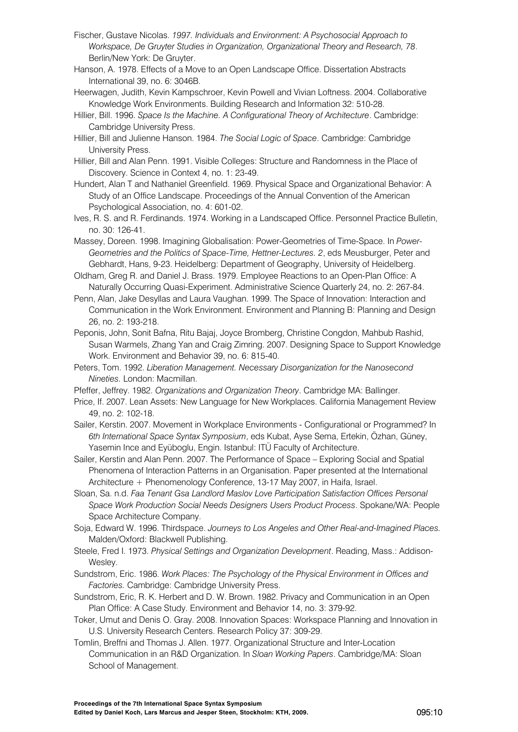Fischer, Gustave Nicolas. *1997. Individuals and Environment: A Psychosocial Approach to Workspace, De Gruyter Studies in Organization, Organizational Theory and Research, 78*. Berlin/New York: De Gruyter.

Hanson, A. 1978. Effects of a Move to an Open Landscape Office. Dissertation Abstracts International 39, no. 6: 3046B.

Heerwagen, Judith, Kevin Kampschroer, Kevin Powell and Vivian Loftness. 2004. Collaborative Knowledge Work Environments. Building Research and Information 32: 510-28.

Hillier, Bill. 1996. *Space Is the Machine. A Configurational Theory of Architecture*. Cambridge: Cambridge University Press.

Hillier, Bill and Julienne Hanson. 1984. *The Social Logic of Space*. Cambridge: Cambridge University Press.

Hillier, Bill and Alan Penn. 1991. Visible Colleges: Structure and Randomness in the Place of Discovery. Science in Context 4, no. 1: 23-49.

Hundert, Alan T and Nathaniel Greenfield. 1969. Physical Space and Organizational Behavior: A Study of an Office Landscape. Proceedings of the Annual Convention of the American Psychological Association, no. 4: 601-02.

Ives, R. S. and R. Ferdinands. 1974. Working in a Landscaped Office. Personnel Practice Bulletin, no. 30: 126-41.

Massey, Doreen. 1998. Imagining Globalisation: Power-Geometries of Time-Space. In *Power-Geometries and the Politics of Space-Time, Hettner-Lectures. 2*, eds Meusburger, Peter and Gebhardt, Hans, 9-23. Heidelberg: Department of Geography, University of Heidelberg.

Oldham, Greg R. and Daniel J. Brass. 1979. Employee Reactions to an Open-Plan Office: A Naturally Occurring Quasi-Experiment. Administrative Science Quarterly 24, no. 2: 267-84.

Penn, Alan, Jake Desyllas and Laura Vaughan. 1999. The Space of Innovation: Interaction and Communication in the Work Environment. Environment and Planning B: Planning and Design 26, no. 2: 193-218.

Peponis, John, Sonit Bafna, Ritu Bajaj, Joyce Bromberg, Christine Congdon, Mahbub Rashid, Susan Warmels, Zhang Yan and Craig Zimring. 2007. Designing Space to Support Knowledge Work. Environment and Behavior 39, no. 6: 815-40.

Peters, Tom. 1992. *Liberation Management. Necessary Disorganization for the Nanosecond Nineties.* London: Macmillan.

Pfeffer, Jeffrey. 1982. *Organizations and Organization Theory*. Cambridge MA: Ballinger.

Price, If. 2007. Lean Assets: New Language for New Workplaces. California Management Review 49, no. 2: 102-18.

Sailer, Kerstin. 2007. Movement in Workplace Environments - Configurational or Programmed? In *6th International Space Syntax Symposium*, eds Kubat, Ayse Sema, Ertekin, Özhan, Güney, Yasemin Ince and Eyüboglu, Engin. Istanbul: ITÜ Faculty of Architecture.

Sailer, Kerstin and Alan Penn. 2007. The Performance of Space – Exploring Social and Spatial Phenomena of Interaction Patterns in an Organisation. Paper presented at the International Architecture + Phenomenology Conference, 13-17 May 2007, in Haifa, Israel.

Sloan, Sa. n.d. *Faa Tenant Gsa Landlord Maslov Love Participation Satisfaction Offices Personal Space Work Production Social Needs Designers Users Product Process*. Spokane/WA: People Space Architecture Company.

Soja, Edward W. 1996. Thirdspace. *Journeys to Los Angeles and Other Real-and-Imagined Places.* Malden/Oxford: Blackwell Publishing.

Steele, Fred I. 1973. *Physical Settings and Organization Development*. Reading, Mass.: Addison-Wesley.

Sundstrom, Eric. 1986. *Work Places: The Psychology of the Physical Environment in Offices and Factories.* Cambridge: Cambridge University Press.

Sundstrom, Eric, R. K. Herbert and D. W. Brown. 1982. Privacy and Communication in an Open Plan Office: A Case Study. Environment and Behavior 14, no. 3: 379-92.

Toker, Umut and Denis O. Gray. 2008. Innovation Spaces: Workspace Planning and Innovation in U.S. University Research Centers. Research Policy 37: 309-29.

Tomlin, Breffni and Thomas J. Allen. 1977. Organizational Structure and Inter-Location Communication in an R&D Organization. In *Sloan Working Papers*. Cambridge/MA: Sloan School of Management.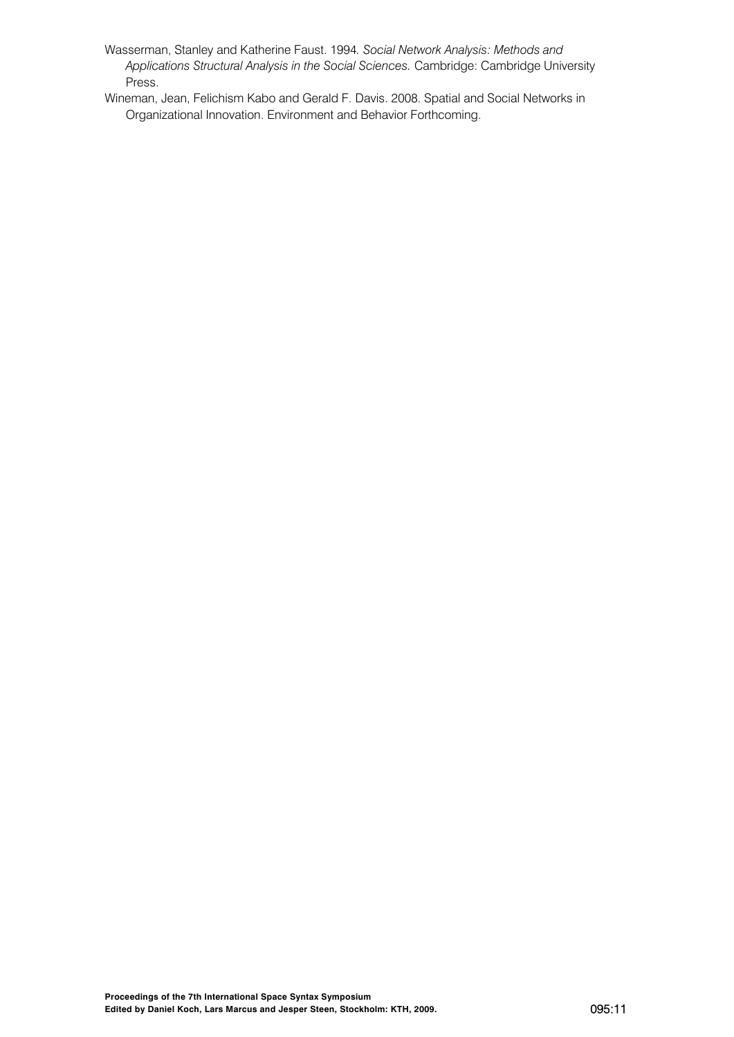Wasserman, Stanley and Katherine Faust. 1994. *Social Network Analysis: Methods and Applications Structural Analysis in the Social Sciences.* Cambridge: Cambridge University Press.

Wineman, Jean, Felichism Kabo and Gerald F. Davis. 2008. Spatial and Social Networks in Organizational Innovation. Environment and Behavior Forthcoming.